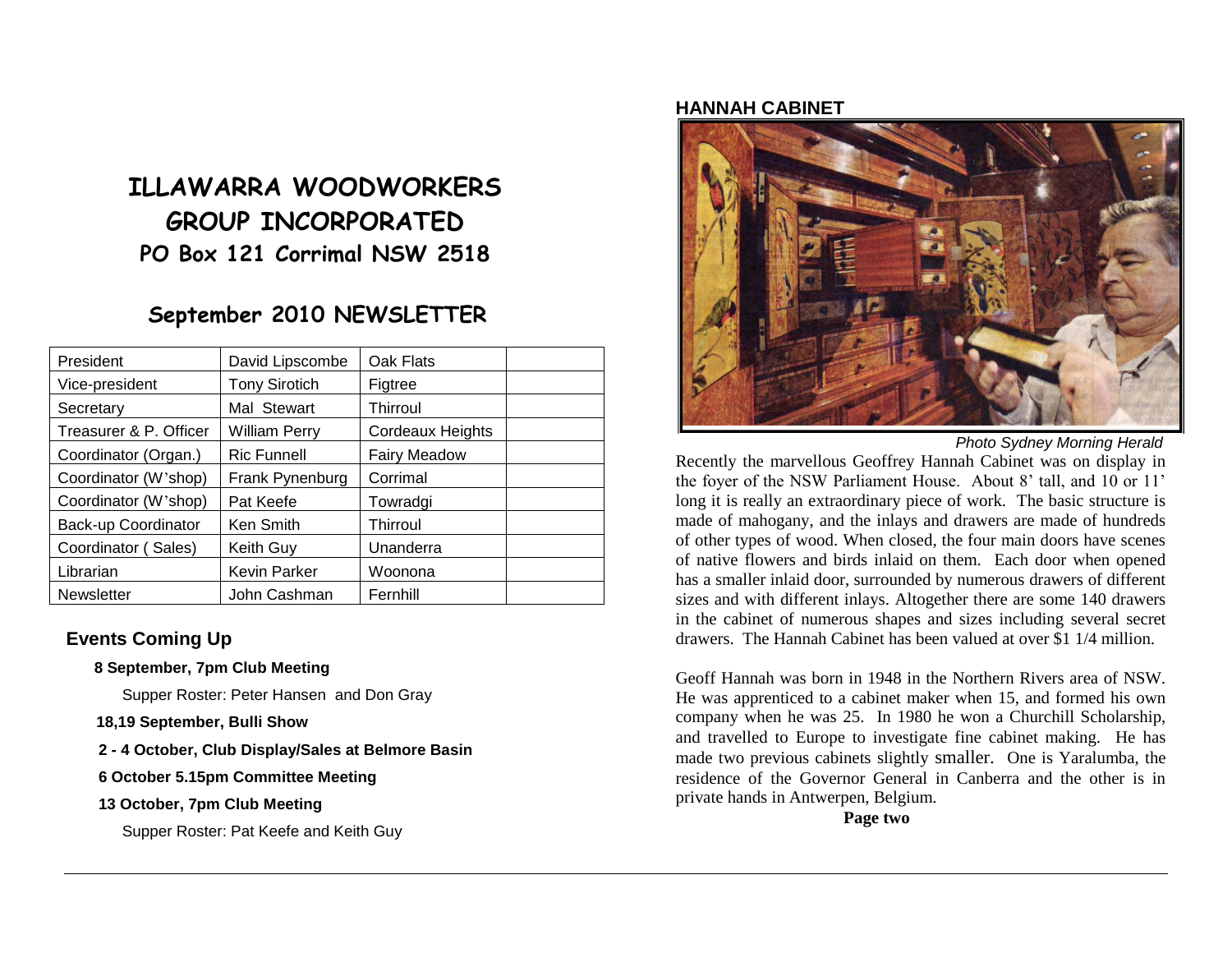# ILLAWARRA WOODWORKERS GROUP INCORPORATED

## PO Box 121 Corrimal NSW 2518

## September 2010 NEWSLETTER

| President | David Lipscombe | Oak Flats | |
|---|---|---|---|
| Vice-president | Tony Sirotich | Figtree | |
| Secretary | Mal Stewart | Thirroul | |
| Treasurer & P. Officer | William Perry | Cordeaux Heights | |
| Coordinator (Organ.) | Ric Funnell | Fairy Meadow | |
| Coordinator (W'shop) | Frank Pynenburg | Corrimal | |
| Coordinator (W'shop) | Pat Keefe | Towradgi | |
| Back-up Coordinator | Ken Smith | Thirroul | |
| Coordinator ( Sales) | Keith Guy | Unanderra | |
| Librarian | Kevin Parker | Woonona | |
| Newsletter | John Cashman | Fernhill | |

### Events Coming Up

**8 September, 7pm Club Meeting**

Supper Roster: Peter Hansen and Don Gray

**18,19 September, Bulli Show**

**2 - 4 October, Club Display/Sales at Belmore Basin**

**6 October 5.15pm Committee Meeting**

**13 October, 7pm Club Meeting**

Supper Roster: Pat Keefe and Keith Guy

### HANNAH CABINET

*Photo Sydney Morning Herald*

Recently the marvellous Geoffrey Hannah Cabinet was on display in the foyer of the NSW Parliament House. About 8' tall, and 10 or 11' long it is really an extraordinary piece of work. The basic structure is made of mahogany, and the inlays and drawers are made of hundreds of other types of wood. When closed, the four main doors have scenes of native flowers and birds inlaid on them. Each door when opened has a smaller inlaid door, surrounded by numerous drawers of different sizes and with different inlays. Altogether there are some 140 drawers in the cabinet of numerous shapes and sizes including several secret drawers. The Hannah Cabinet has been valued at over $1 1/4 million.

Geoff Hannah was born in 1948 in the Northern Rivers area of NSW. He was apprenticed to a cabinet maker when 15, and formed his own company when he was 25. In 1980 he won a Churchill Scholarship, and travelled to Europe to investigate fine cabinet making. He has made two previous cabinets slightly smaller. One is Yaralumba, the residence of the Governor General in Canberra and the other is in private hands in Antwerpen, Belgium.

**Page two**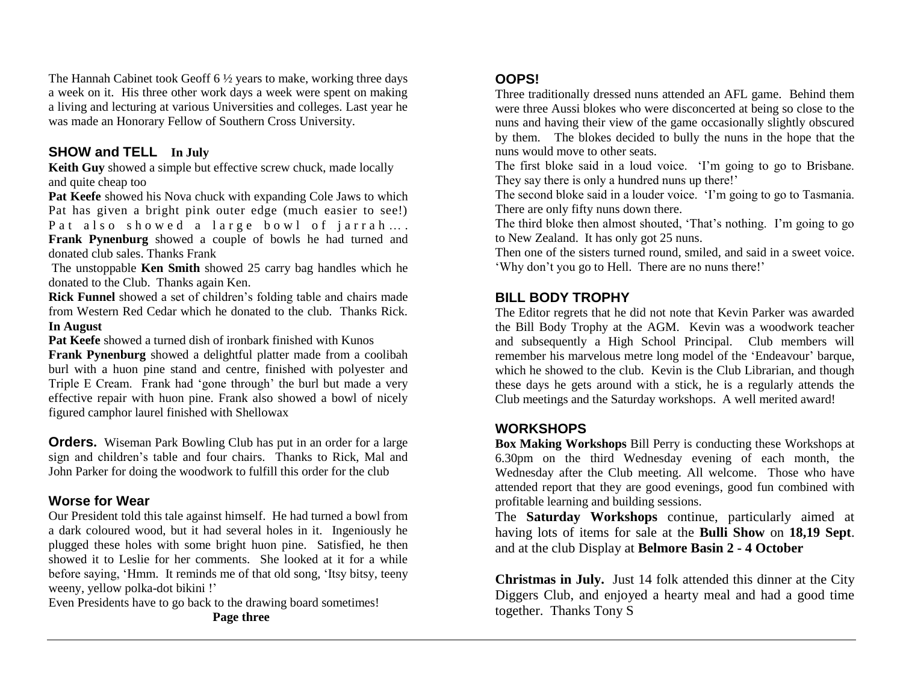The Hannah Cabinet took Geoff 6 ½ years to make, working three days a week on it. His three other work days a week were spent on making a living and lecturing at various Universities and colleges. Last year he was made an Honorary Fellow of Southern Cross University.

## SHOW and TELL **In July**

**Keith Guy** showed a simple but effective screw chuck, made locally and quite cheap too

**Pat Keefe** showed his Nova chuck with expanding Cole Jaws to which Pat has given a bright pink outer edge (much easier to see!) Pat also showed a large bowl of jarrah….

**Frank Pynenburg** showed a couple of bowls he had turned and donated club sales. Thanks Frank

The unstoppable **Ken Smith** showed 25 carry bag handles which he donated to the Club. Thanks again Ken.

**Rick Funnel** showed a set of children's folding table and chairs made from Western Red Cedar which he donated to the club. Thanks Rick.

**In August**

**Pat Keefe** showed a turned dish of ironbark finished with Kunos

**Frank Pynenburg** showed a delightful platter made from a coolibah burl with a huon pine stand and centre, finished with polyester and Triple E Cream. Frank had 'gone through' the burl but made a very effective repair with huon pine. Frank also showed a bowl of nicely figured camphor laurel finished with Shellowax

**Orders.** Wiseman Park Bowling Club has put in an order for a large sign and children's table and four chairs. Thanks to Rick, Mal and John Parker for doing the woodwork to fulfill this order for the club

## Worse for Wear

Our President told this tale against himself. He had turned a bowl from a dark coloured wood, but it had several holes in it. Ingeniously he plugged these holes with some bright huon pine. Satisfied, he then showed it to Leslie for her comments. She looked at it for a while before saying, 'Hmm. It reminds me of that old song, 'Itsy bitsy, teeny weeny, yellow polka-dot bikini !'

Even Presidents have to go back to the drawing board sometimes!

## OOPS!

Three traditionally dressed nuns attended an AFL game. Behind them were three Aussi blokes who were disconcerted at being so close to the nuns and having their view of the game occasionally slightly obscured by them. The blokes decided to bully the nuns in the hope that the nuns would move to other seats.

The first bloke said in a loud voice. 'I'm going to go to Brisbane. They say there is only a hundred nuns up there!'

The second bloke said in a louder voice. 'I'm going to go to Tasmania. There are only fifty nuns down there.

The third bloke then almost shouted, 'That's nothing. I'm going to go to New Zealand. It has only got 25 nuns.

Then one of the sisters turned round, smiled, and said in a sweet voice. 'Why don't you go to Hell. There are no nuns there!'

## BILL BODY TROPHY

The Editor regrets that he did not note that Kevin Parker was awarded the Bill Body Trophy at the AGM. Kevin was a woodwork teacher and subsequently a High School Principal. Club members will remember his marvelous metre long model of the 'Endeavour' barque, which he showed to the club. Kevin is the Club Librarian, and though these days he gets around with a stick, he is a regularly attends the Club meetings and the Saturday workshops. A well merited award!

## WORKSHOPS

**Box Making Workshops** Bill Perry is conducting these Workshops at 6.30pm on the third Wednesday evening of each month, the Wednesday after the Club meeting. All welcome. Those who have attended report that they are good evenings, good fun combined with profitable learning and building sessions.

The **Saturday Workshops** continue, particularly aimed at having lots of items for sale at the **Bulli Show** on **18,19 Sept**. and at the club Display at **Belmore Basin 2 - 4 October**

**Christmas in July.** Just 14 folk attended this dinner at the City Diggers Club, and enjoyed a hearty meal and had a good time together. Thanks Tony S